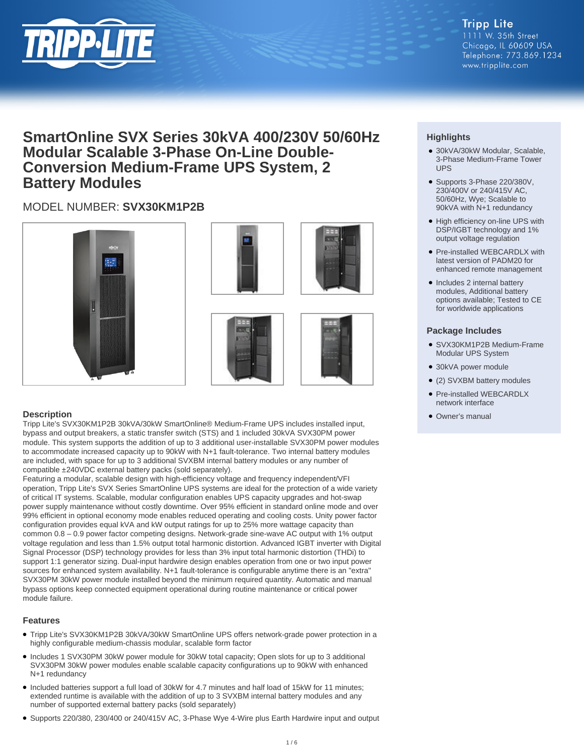Tripp Lite
1111 W. 35th Street
Chicago, IL 60609 USA
Telephone: 773.869.1234
www.tripplite.com

# SmartOnline SVX Series 30kVA 400/230V 50/60Hz Modular Scalable 3-Phase On-Line Double-Conversion Medium-Frame UPS System, 2 Battery Modules

MODEL NUMBER: **SVX30KM1P2B**

## Highlights

- 30kVA/30kW Modular, Scalable, 3-Phase Medium-Frame Tower UPS
- Supports 3-Phase 220/380V, 230/400V or 240/415V AC, 50/60Hz, Wye; Scalable to 90kVA with N+1 redundancy
- High efficiency on-line UPS with DSP/IGBT technology and 1% output voltage regulation
- Pre-installed WEBCARDLX with latest version of PADM20 for enhanced remote management
- Includes 2 internal battery modules, Additional battery options available; Tested to CE for worldwide applications

## Package Includes

- SVX30KM1P2B Medium-Frame Modular UPS System
- 30kVA power module
- (2) SVXBM battery modules
- Pre-installed WEBCARDLX network interface
- Owner's manual

## Description

Tripp Lite's SVX30KM1P2B 30kVA/30kW SmartOnline® Medium-Frame UPS includes installed input, bypass and output breakers, a static transfer switch (STS) and 1 included 30kVA SVX30PM power module. This system supports the addition of up to 3 additional user-installable SVX30PM power modules to accommodate increased capacity up to 90kW with N+1 fault-tolerance. Two internal battery modules are included, with space for up to 3 additional SVXBM internal battery modules or any number of compatible ±240VDC external battery packs (sold separately).
Featuring a modular, scalable design with high-efficiency voltage and frequency independent/VFI operation, Tripp Lite's SVX Series SmartOnline UPS systems are ideal for the protection of a wide variety of critical IT systems. Scalable, modular configuration enables UPS capacity upgrades and hot-swap power supply maintenance without costly downtime. Over 95% efficient in standard online mode and over 99% efficient in optional economy mode enables reduced operating and cooling costs. Unity power factor configuration provides equal kVA and kW output ratings for up to 25% more wattage capacity than common 0.8 – 0.9 power factor competing designs. Network-grade sine-wave AC output with 1% output voltage regulation and less than 1.5% output total harmonic distortion. Advanced IGBT inverter with Digital Signal Processor (DSP) technology provides for less than 3% input total harmonic distortion (THDi) to support 1:1 generator sizing. Dual-input hardwire design enables operation from one or two input power sources for enhanced system availability. N+1 fault-tolerance is configurable anytime there is an "extra" SVX30PM 30kW power module installed beyond the minimum required quantity. Automatic and manual bypass options keep connected equipment operational during routine maintenance or critical power module failure.

## Features

- Tripp Lite's SVX30KM1P2B 30kVA/30kW SmartOnline UPS offers network-grade power protection in a highly configurable medium-chassis modular, scalable form factor
- Includes 1 SVX30PM 30kW power module for 30kW total capacity; Open slots for up to 3 additional SVX30PM 30kW power modules enable scalable capacity configurations up to 90kW with enhanced N+1 redundancy
- Included batteries support a full load of 30kW for 4.7 minutes and half load of 15kW for 11 minutes; extended runtime is available with the addition of up to 3 SVXBM internal battery modules and any number of supported external battery packs (sold separately)
- Supports 220/380, 230/400 or 240/415V AC, 3-Phase Wye 4-Wire plus Earth Hardwire input and output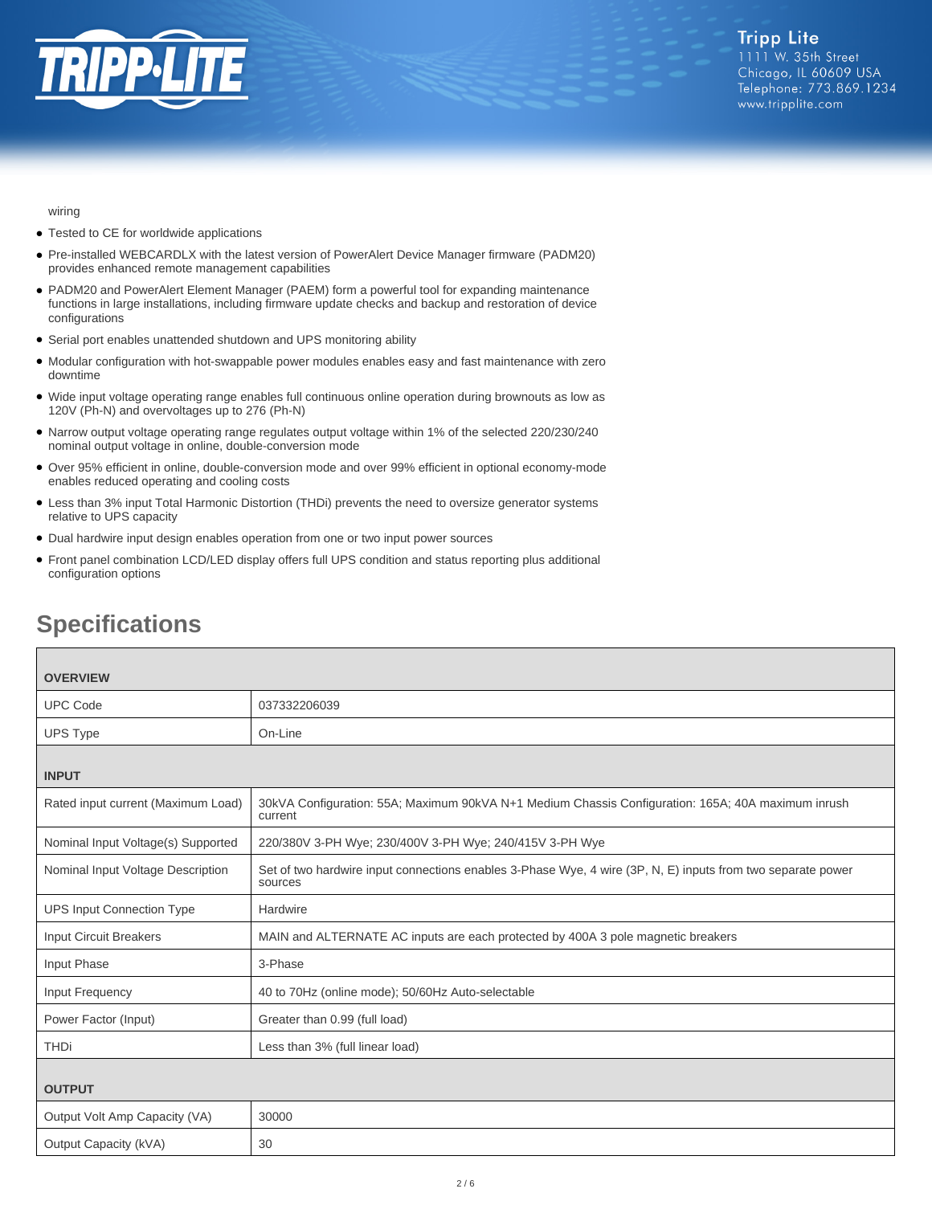wiring

- Tested to CE for worldwide applications
- Pre-installed WEBCARDLX with the latest version of PowerAlert Device Manager firmware (PADM20) provides enhanced remote management capabilities
- PADM20 and PowerAlert Element Manager (PAEM) form a powerful tool for expanding maintenance functions in large installations, including firmware update checks and backup and restoration of device configurations
- Serial port enables unattended shutdown and UPS monitoring ability
- Modular configuration with hot-swappable power modules enables easy and fast maintenance with zero downtime
- Wide input voltage operating range enables full continuous online operation during brownouts as low as 120V (Ph-N) and overvoltages up to 276 (Ph-N)
- Narrow output voltage operating range regulates output voltage within 1% of the selected 220/230/240 nominal output voltage in online, double-conversion mode
- Over 95% efficient in online, double-conversion mode and over 99% efficient in optional economy-mode enables reduced operating and cooling costs
- Less than 3% input Total Harmonic Distortion (THDi) prevents the need to oversize generator systems relative to UPS capacity
- Dual hardwire input design enables operation from one or two input power sources
- Front panel combination LCD/LED display offers full UPS condition and status reporting plus additional configuration options

## Specifications

| **OVERVIEW** | |
|---|---|
| UPC Code | 037332206039 |
| UPS Type | On-Line |
| **INPUT** | |
| Rated input current (Maximum Load) | 30kVA Configuration: 55A; Maximum 90kVA N+1 Medium Chassis Configuration: 165A; 40A maximum inrush current |
| Nominal Input Voltage(s) Supported | 220/380V 3-PH Wye; 230/400V 3-PH Wye; 240/415V 3-PH Wye |
| Nominal Input Voltage Description | Set of two hardwire input connections enables 3-Phase Wye, 4 wire (3P, N, E) inputs from two separate power sources |
| UPS Input Connection Type | Hardwire |
| Input Circuit Breakers | MAIN and ALTERNATE AC inputs are each protected by 400A 3 pole magnetic breakers |
| Input Phase | 3-Phase |
| Input Frequency | 40 to 70Hz (online mode); 50/60Hz Auto-selectable |
| Power Factor (Input) | Greater than 0.99 (full load) |
| THDi | Less than 3% (full linear load) |
| **OUTPUT** | |
| Output Volt Amp Capacity (VA) | 30000 |
| Output Capacity (kVA) | 30 |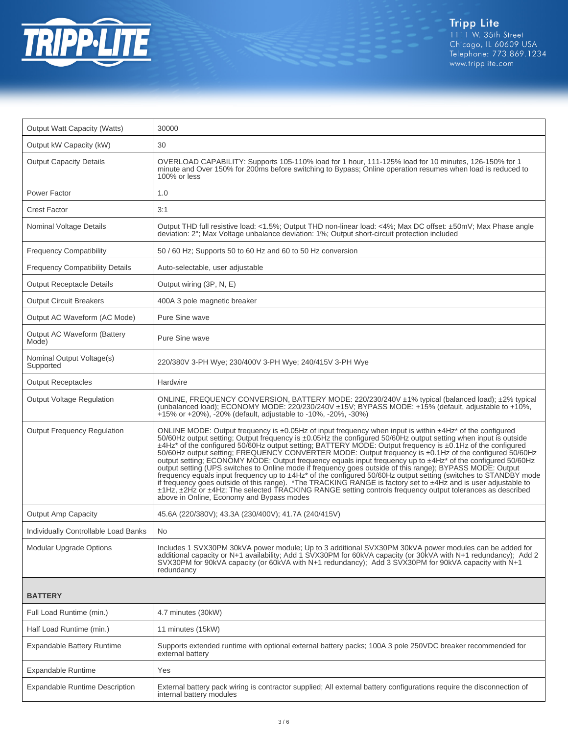| | |
|---|---|
| Output Watt Capacity (Watts) | 30000 |
| Output kW Capacity (kW) | 30 |
| Output Capacity Details | OVERLOAD CAPABILITY: Supports 105-110% load for 1 hour, 111-125% load for 10 minutes, 126-150% for 1 minute and Over 150% for 200ms before switching to Bypass; Online operation resumes when load is reduced to 100% or less |
| Power Factor | 1.0 |
| Crest Factor | 3:1 |
| Nominal Voltage Details | Output THD full resistive load: <1.5%; Output THD non-linear load: <4%; Max DC offset: ±50mV; Max Phase angle deviation: 2°; Max Voltage unbalance deviation: 1%; Output short-circuit protection included |
| Frequency Compatibility | 50 / 60 Hz; Supports 50 to 60 Hz and 60 to 50 Hz conversion |
| Frequency Compatibility Details | Auto-selectable, user adjustable |
| Output Receptacle Details | Output wiring (3P, N, E) |
| Output Circuit Breakers | 400A 3 pole magnetic breaker |
| Output AC Waveform (AC Mode) | Pure Sine wave |
| Output AC Waveform (Battery Mode) | Pure Sine wave |
| Nominal Output Voltage(s) Supported | 220/380V 3-PH Wye; 230/400V 3-PH Wye; 240/415V 3-PH Wye |
| Output Receptacles | Hardwire |
| Output Voltage Regulation | ONLINE, FREQUENCY CONVERSION, BATTERY MODE: 220/230/240V ±1% typical (balanced load); ±2% typical (unbalanced load); ECONOMY MODE: 220/230/240V ±15V; BYPASS MODE: +15% (default, adjustable to +10%, +15% or +20%), -20% (default, adjustable to -10%, -20%, -30%) |
| Output Frequency Regulation | ONLINE MODE: Output frequency is ±0.05Hz of input frequency when input is within ±4Hz* of the configured 50/60Hz output setting; Output frequency is ±0.05Hz the configured 50/60Hz output setting when input is outside ±4Hz* of the configured 50/60Hz output setting; BATTERY MODE: Output frequency is ±0.1Hz of the configured 50/60Hz output setting; FREQUENCY CONVERTER MODE: Output frequency is ±0.1Hz of the configured 50/60Hz output setting; ECONOMY MODE: Output frequency equals input frequency up to ±4Hz* of the configured 50/60Hz output setting (UPS switches to Online mode if frequency goes outside of this range); BYPASS MODE: Output frequency equals input frequency up to ±4Hz* of the configured 50/60Hz output setting (switches to STANDBY mode if frequency goes outside of this range). *The TRACKING RANGE is factory set to ±4Hz and is user adjustable to ±1Hz, ±2Hz or ±4Hz; The selected TRACKING RANGE setting controls frequency output tolerances as described above in Online, Economy and Bypass modes |
| Output Amp Capacity | 45.6A (220/380V); 43.3A (230/400V); 41.7A (240/415V) |
| Individually Controllable Load Banks | No |
| Modular Upgrade Options | Includes 1 SVX30PM 30kVA power module; Up to 3 additional SVX30PM 30kVA power modules can be added for additional capacity or N+1 availability; Add 1 SVX30PM for 60kVA capacity (or 30kVA with N+1 redundancy); Add 2 SVX30PM for 90kVA capacity (or 60kVA with N+1 redundancy); Add 3 SVX30PM for 90kVA capacity with N+1 redundancy |
| **BATTERY** | |
| Full Load Runtime (min.) | 4.7 minutes (30kW) |
| Half Load Runtime (min.) | 11 minutes (15kW) |
| Expandable Battery Runtime | Supports extended runtime with optional external battery packs; 100A 3 pole 250VDC breaker recommended for external battery |
| Expandable Runtime | Yes |
| Expandable Runtime Description | External battery pack wiring is contractor supplied; All external battery configurations require the disconnection of internal battery modules |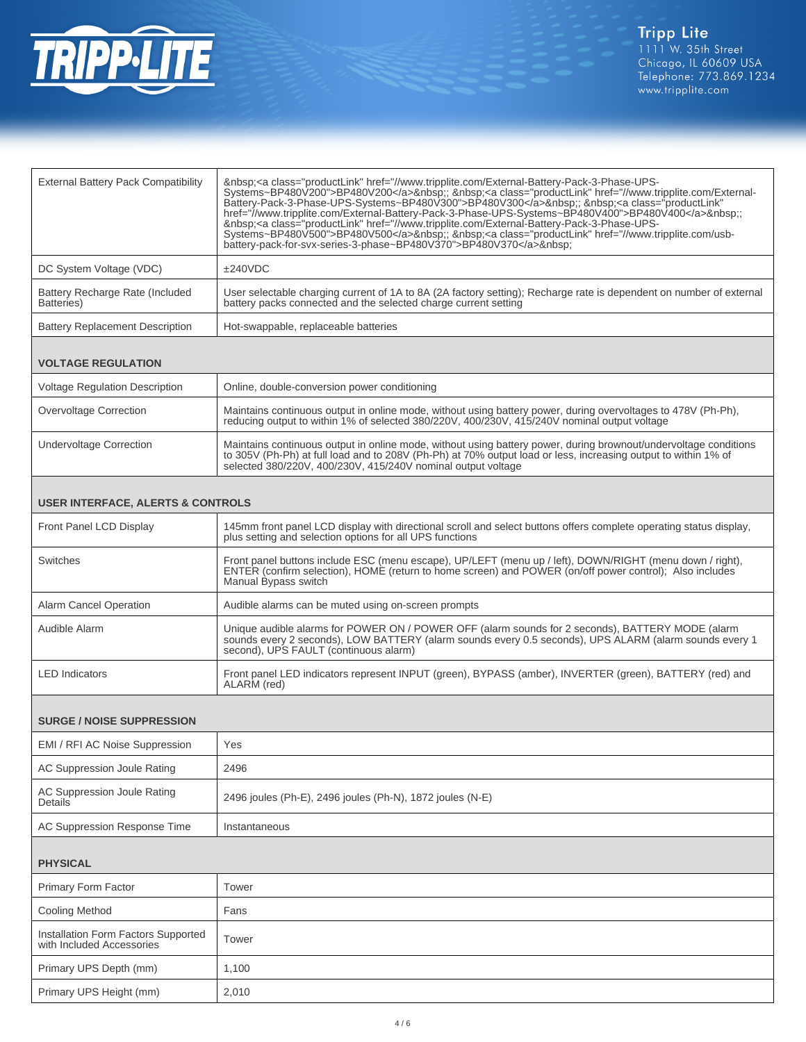| | |
|---|---|
| External Battery Pack Compatibility | &nbsp;<a class="productLink" href="//www.tripplite.com/External-Battery-Pack-3-Phase-UPS-Systems~BP480V200">BP480V200</a>&nbsp;; &nbsp;<a class="productLink" href="//www.tripplite.com/External-Battery-Pack-3-Phase-UPS-Systems~BP480V300">BP480V300</a>&nbsp;; &nbsp;<a class="productLink" href="//www.tripplite.com/External-Battery-Pack-3-Phase-UPS-Systems~BP480V400">BP480V400</a>&nbsp;; &nbsp;<a class="productLink" href="//www.tripplite.com/External-Battery-Pack-3-Phase-UPS-Systems~BP480V500">BP480V500</a>&nbsp;; &nbsp;<a class="productLink" href="//www.tripplite.com/usb-battery-pack-for-svx-series-3-phase~BP480V370">BP480V370</a>&nbsp; |
| DC System Voltage (VDC) | ±240VDC |
| Battery Recharge Rate (Included Batteries) | User selectable charging current of 1A to 8A (2A factory setting); Recharge rate is dependent on number of external battery packs connected and the selected charge current setting |
| Battery Replacement Description | Hot-swappable, replaceable batteries |
| **VOLTAGE REGULATION** | |
| Voltage Regulation Description | Online, double-conversion power conditioning |
| Overvoltage Correction | Maintains continuous output in online mode, without using battery power, during overvoltages to 478V (Ph-Ph), reducing output to within 1% of selected 380/220V, 400/230V, 415/240V nominal output voltage |
| Undervoltage Correction | Maintains continuous output in online mode, without using battery power, during brownout/undervoltage conditions to 305V (Ph-Ph) at full load and to 208V (Ph-Ph) at 70% output load or less, increasing output to within 1% of selected 380/220V, 400/230V, 415/240V nominal output voltage |
| **USER INTERFACE, ALERTS & CONTROLS** | |
| Front Panel LCD Display | 145mm front panel LCD display with directional scroll and select buttons offers complete operating status display, plus setting and selection options for all UPS functions |
| Switches | Front panel buttons include ESC (menu escape), UP/LEFT (menu up / left), DOWN/RIGHT (menu down / right), ENTER (confirm selection), HOME (return to home screen) and POWER (on/off power control); Also includes Manual Bypass switch |
| Alarm Cancel Operation | Audible alarms can be muted using on-screen prompts |
| Audible Alarm | Unique audible alarms for POWER ON / POWER OFF (alarm sounds for 2 seconds), BATTERY MODE (alarm sounds every 2 seconds), LOW BATTERY (alarm sounds every 0.5 seconds), UPS ALARM (alarm sounds every 1 second), UPS FAULT (continuous alarm) |
| LED Indicators | Front panel LED indicators represent INPUT (green), BYPASS (amber), INVERTER (green), BATTERY (red) and ALARM (red) |
| **SURGE / NOISE SUPPRESSION** | |
| EMI / RFI AC Noise Suppression | Yes |
| AC Suppression Joule Rating | 2496 |
| AC Suppression Joule Rating Details | 2496 joules (Ph-E), 2496 joules (Ph-N), 1872 joules (N-E) |
| AC Suppression Response Time | Instantaneous |
| **PHYSICAL** | |
| Primary Form Factor | Tower |
| Cooling Method | Fans |
| Installation Form Factors Supported with Included Accessories | Tower |
| Primary UPS Depth (mm) | 1,100 |
| Primary UPS Height (mm) | 2,010 |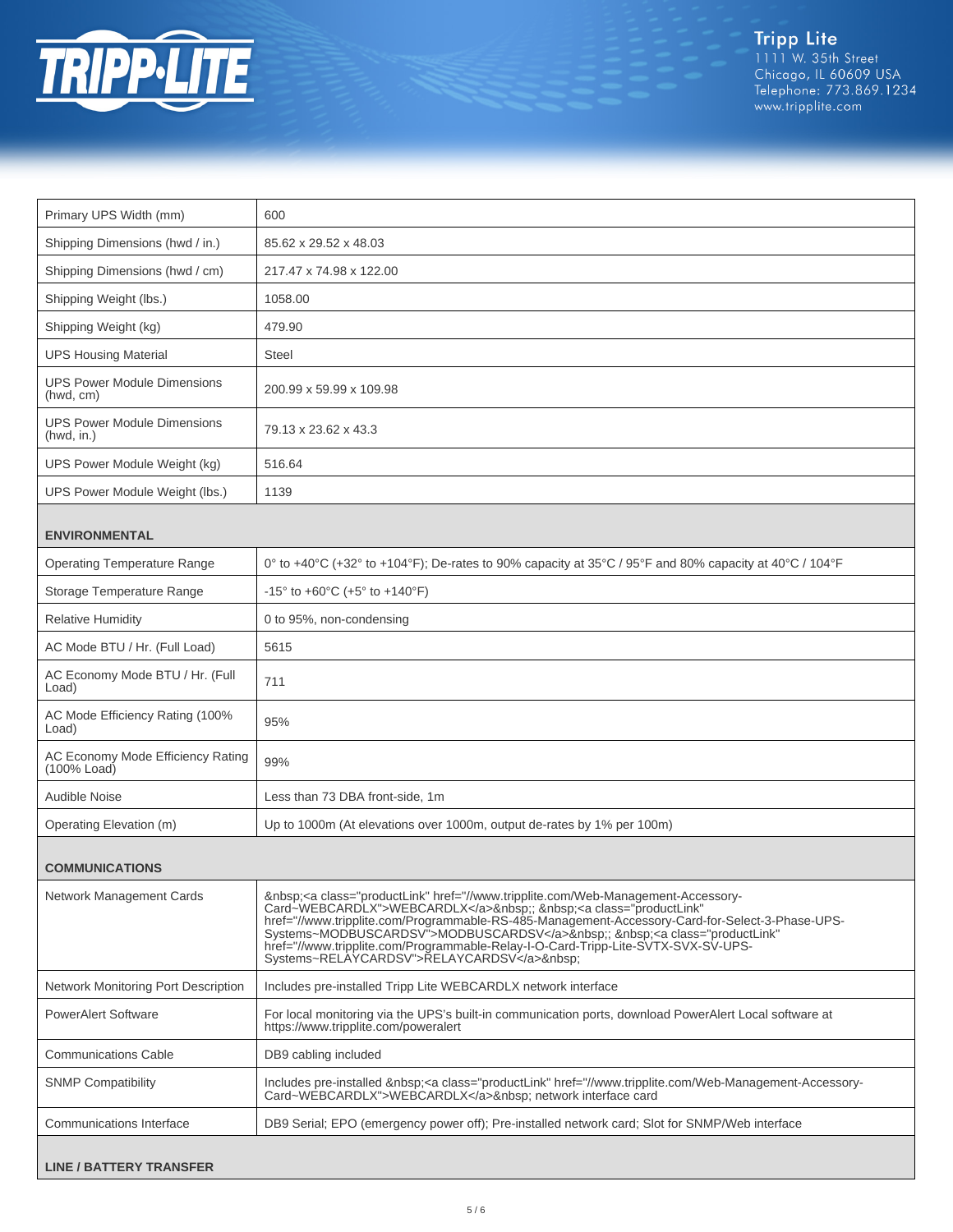| | |
|---|---|
| Primary UPS Width (mm) | 600 |
| Shipping Dimensions (hwd / in.) | 85.62 x 29.52 x 48.03 |
| Shipping Dimensions (hwd / cm) | 217.47 x 74.98 x 122.00 |
| Shipping Weight (lbs.) | 1058.00 |
| Shipping Weight (kg) | 479.90 |
| UPS Housing Material | Steel |
| UPS Power Module Dimensions (hwd, cm) | 200.99 x 59.99 x 109.98 |
| UPS Power Module Dimensions (hwd, in.) | 79.13 x 23.62 x 43.3 |
| UPS Power Module Weight (kg) | 516.64 |
| UPS Power Module Weight (lbs.) | 1139 |
| **ENVIRONMENTAL** | |
| Operating Temperature Range | 0° to +40°C (+32° to +104°F); De-rates to 90% capacity at 35°C / 95°F and 80% capacity at 40°C / 104°F |
| Storage Temperature Range | -15° to +60°C (+5° to +140°F) |
| Relative Humidity | 0 to 95%, non-condensing |
| AC Mode BTU / Hr. (Full Load) | 5615 |
| AC Economy Mode BTU / Hr. (Full Load) | 711 |
| AC Mode Efficiency Rating (100% Load) | 95% |
| AC Economy Mode Efficiency Rating (100% Load) | 99% |
| Audible Noise | Less than 73 DBA front-side, 1m |
| Operating Elevation (m) | Up to 1000m (At elevations over 1000m, output de-rates by 1% per 100m) |
| **COMMUNICATIONS** | |
| Network Management Cards | &nbsp;<a class="productLink" href="//www.tripplite.com/Web-Management-Accessory-Card~WEBCARDLX">WEBCARDLX</a>&nbsp;; &nbsp;<a class="productLink" href="//www.tripplite.com/Programmable-RS-485-Management-Accessory-Card-for-Select-3-Phase-UPS-Systems~MODBUSCARDSV">MODBUSCARDSV</a>&nbsp;; &nbsp;<a class="productLink" href="//www.tripplite.com/Programmable-Relay-I-O-Card-Tripp-Lite-SVTX-SVX-SV-UPS-Systems~RELAYCARDSV">RELAYCARDSV</a>&nbsp; |
| Network Monitoring Port Description | Includes pre-installed Tripp Lite WEBCARDLX network interface |
| PowerAlert Software | For local monitoring via the UPS's built-in communication ports, download PowerAlert Local software at https://www.tripplite.com/poweralert |
| Communications Cable | DB9 cabling included |
| SNMP Compatibility | Includes pre-installed &nbsp;<a class="productLink" href="//www.tripplite.com/Web-Management-Accessory-Card~WEBCARDLX">WEBCARDLX</a>&nbsp; network interface card |
| Communications Interface | DB9 Serial; EPO (emergency power off); Pre-installed network card; Slot for SNMP/Web interface |
| **LINE / BATTERY TRANSFER** | |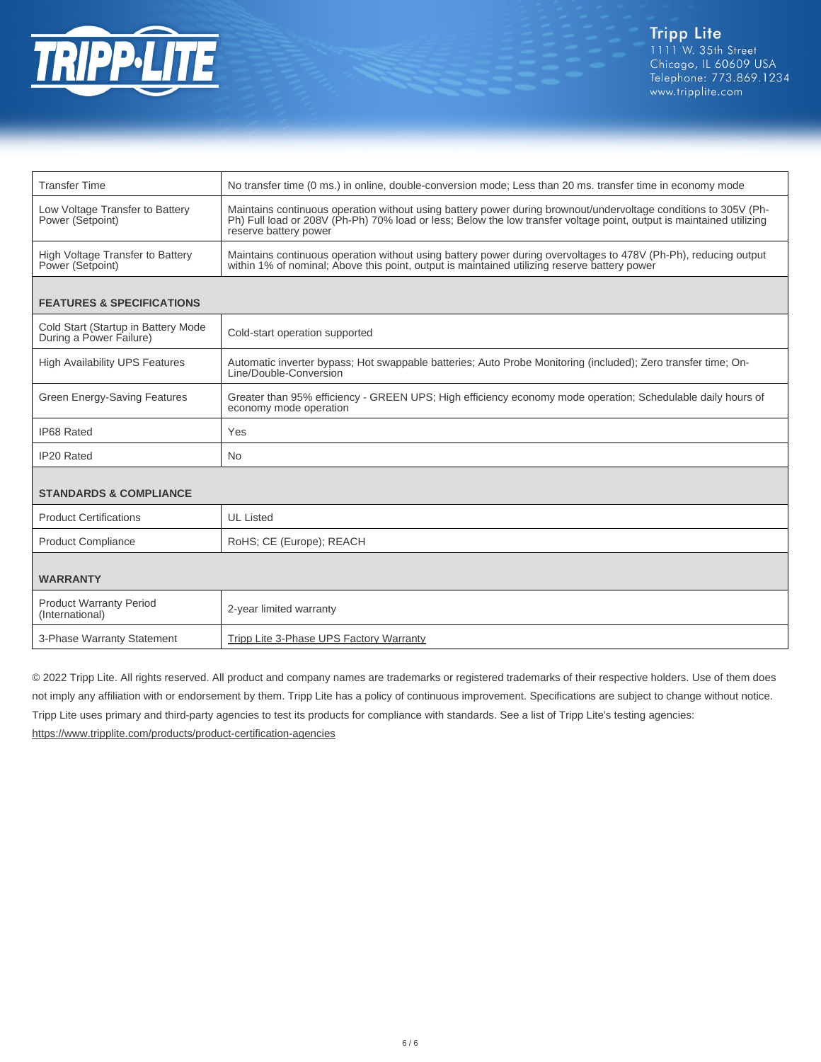| | |
|---|---|
| Transfer Time | No transfer time (0 ms.) in online, double-conversion mode; Less than 20 ms. transfer time in economy mode |
| Low Voltage Transfer to Battery Power (Setpoint) | Maintains continuous operation without using battery power during brownout/undervoltage conditions to 305V (Ph-Ph) Full load or 208V (Ph-Ph) 70% load or less; Below the low transfer voltage point, output is maintained utilizing reserve battery power |
| High Voltage Transfer to Battery Power (Setpoint) | Maintains continuous operation without using battery power during overvoltages to 478V (Ph-Ph), reducing output within 1% of nominal; Above this point, output is maintained utilizing reserve battery power |
| **FEATURES & SPECIFICATIONS** | |
| Cold Start (Startup in Battery Mode During a Power Failure) | Cold-start operation supported |
| High Availability UPS Features | Automatic inverter bypass; Hot swappable batteries; Auto Probe Monitoring (included); Zero transfer time; On-Line/Double-Conversion |
| Green Energy-Saving Features | Greater than 95% efficiency - GREEN UPS; High efficiency economy mode operation; Schedulable daily hours of economy mode operation |
| IP68 Rated | Yes |
| IP20 Rated | No |
| **STANDARDS & COMPLIANCE** | |
| Product Certifications | UL Listed |
| Product Compliance | RoHS; CE (Europe); REACH |
| **WARRANTY** | |
| Product Warranty Period (International) | 2-year limited warranty |
| 3-Phase Warranty Statement | Tripp Lite 3-Phase UPS Factory Warranty |

© 2022 Tripp Lite. All rights reserved. All product and company names are trademarks or registered trademarks of their respective holders. Use of them does not imply any affiliation with or endorsement by them. Tripp Lite has a policy of continuous improvement. Specifications are subject to change without notice. Tripp Lite uses primary and third-party agencies to test its products for compliance with standards. See a list of Tripp Lite's testing agencies: https://www.tripplite.com/products/product-certification-agencies